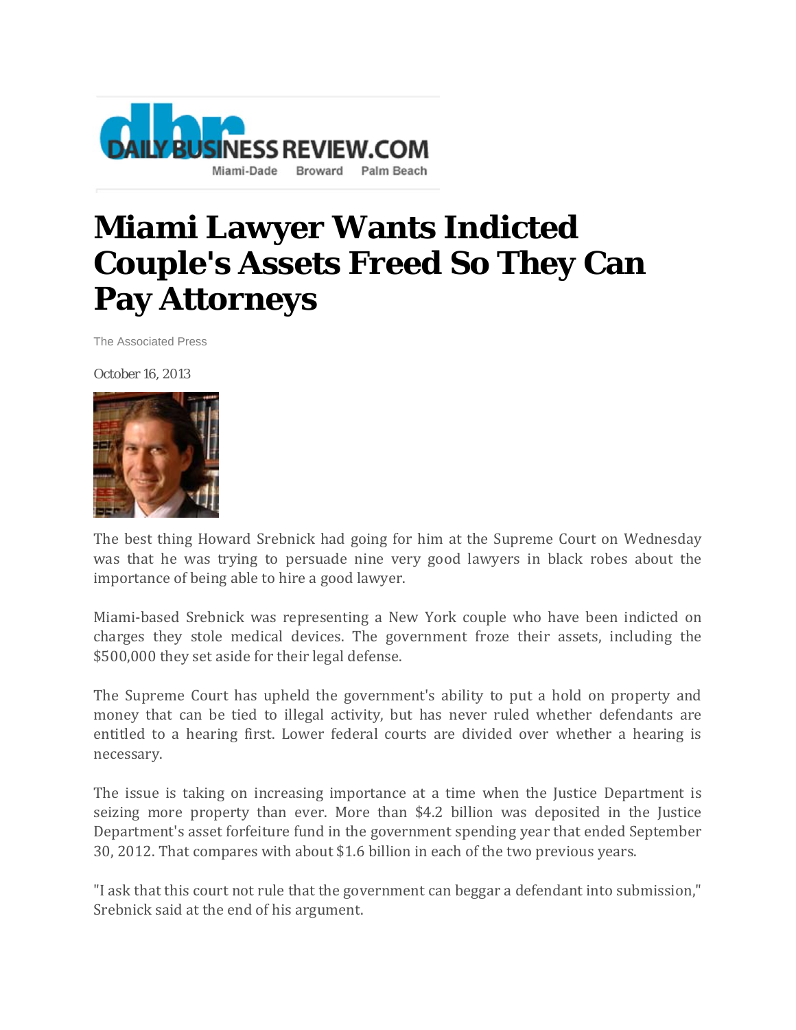DAILY BUSINESS REVIEW.COM

Miami-Dade Broward Palm Beach

# Miami Lawyer Wants Indicted Couple's Assets Freed So They Can Pay Attorneys

The Associated Press

October 16, 2013

The best thing Howard Srebnick had going for him at the Supreme Court on Wednesday was that he was trying to persuade nine very good lawyers in black robes about the importance of being able to hire a good lawyer.

Miami-based Srebnick was representing a New York couple who have been indicted on charges they stole medical devices. The government froze their assets, including the $500,000 they set aside for their legal defense.

The Supreme Court has upheld the government's ability to put a hold on property and money that can be tied to illegal activity, but has never ruled whether defendants are entitled to a hearing first. Lower federal courts are divided over whether a hearing is necessary.

The issue is taking on increasing importance at a time when the Justice Department is seizing more property than ever. More than $4.2 billion was deposited in the Justice Department's asset forfeiture fund in the government spending year that ended September 30, 2012. That compares with about $1.6 billion in each of the two previous years.

"I ask that this court not rule that the government can beggar a defendant into submission," Srebnick said at the end of his argument.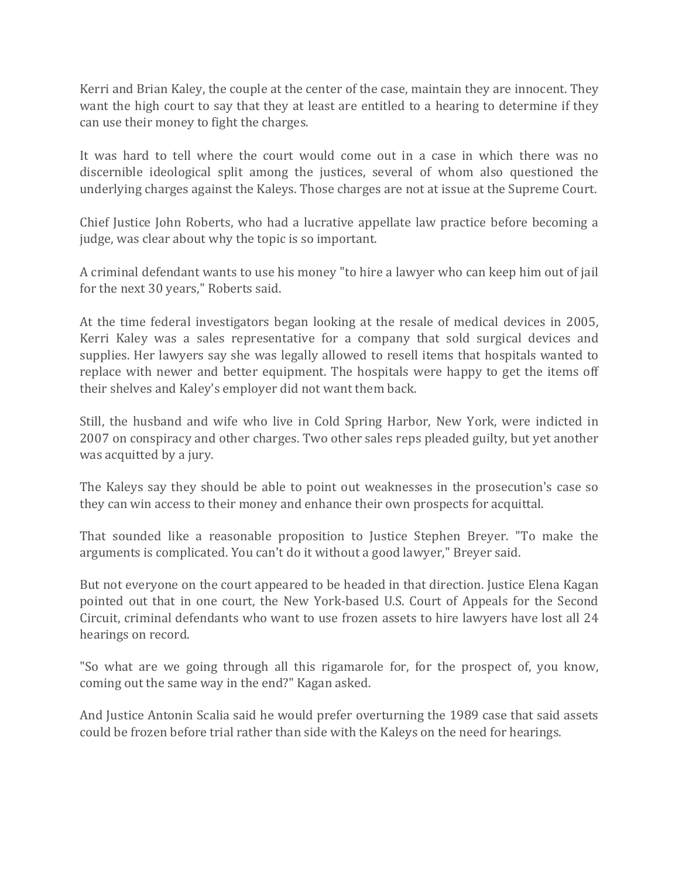Kerri and Brian Kaley, the couple at the center of the case, maintain they are innocent. They want the high court to say that they at least are entitled to a hearing to determine if they can use their money to fight the charges.

It was hard to tell where the court would come out in a case in which there was no discernible ideological split among the justices, several of whom also questioned the underlying charges against the Kaleys. Those charges are not at issue at the Supreme Court.

Chief Justice John Roberts, who had a lucrative appellate law practice before becoming a judge, was clear about why the topic is so important.

A criminal defendant wants to use his money "to hire a lawyer who can keep him out of jail for the next 30 years," Roberts said.

At the time federal investigators began looking at the resale of medical devices in 2005, Kerri Kaley was a sales representative for a company that sold surgical devices and supplies. Her lawyers say she was legally allowed to resell items that hospitals wanted to replace with newer and better equipment. The hospitals were happy to get the items off their shelves and Kaley's employer did not want them back.

Still, the husband and wife who live in Cold Spring Harbor, New York, were indicted in 2007 on conspiracy and other charges. Two other sales reps pleaded guilty, but yet another was acquitted by a jury.

The Kaleys say they should be able to point out weaknesses in the prosecution's case so they can win access to their money and enhance their own prospects for acquittal.

That sounded like a reasonable proposition to Justice Stephen Breyer. "To make the arguments is complicated. You can't do it without a good lawyer," Breyer said.

But not everyone on the court appeared to be headed in that direction. Justice Elena Kagan pointed out that in one court, the New York-based U.S. Court of Appeals for the Second Circuit, criminal defendants who want to use frozen assets to hire lawyers have lost all 24 hearings on record.

"So what are we going through all this rigamarole for, for the prospect of, you know, coming out the same way in the end?" Kagan asked.

And Justice Antonin Scalia said he would prefer overturning the 1989 case that said assets could be frozen before trial rather than side with the Kaleys on the need for hearings.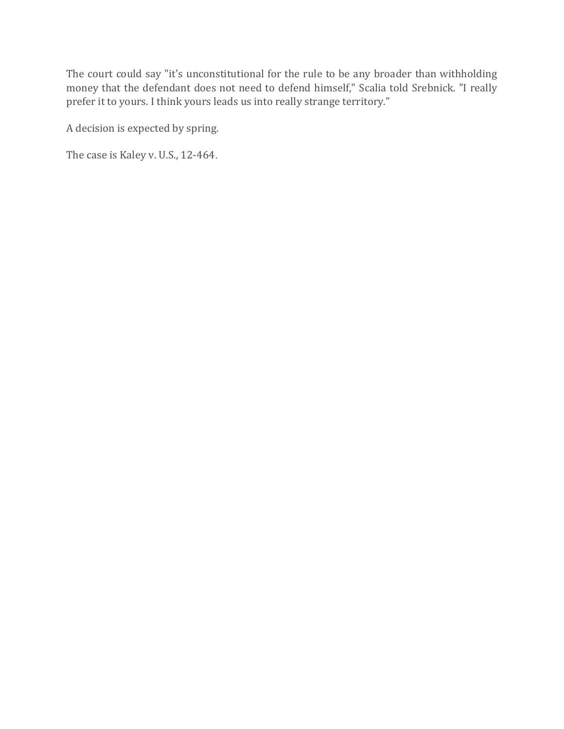The court could say "it's unconstitutional for the rule to be any broader than withholding money that the defendant does not need to defend himself," Scalia told Srebnick. "I really prefer it to yours. I think yours leads us into really strange territory."

A decision is expected by spring.

The case is Kaley v. U.S., 12-464.